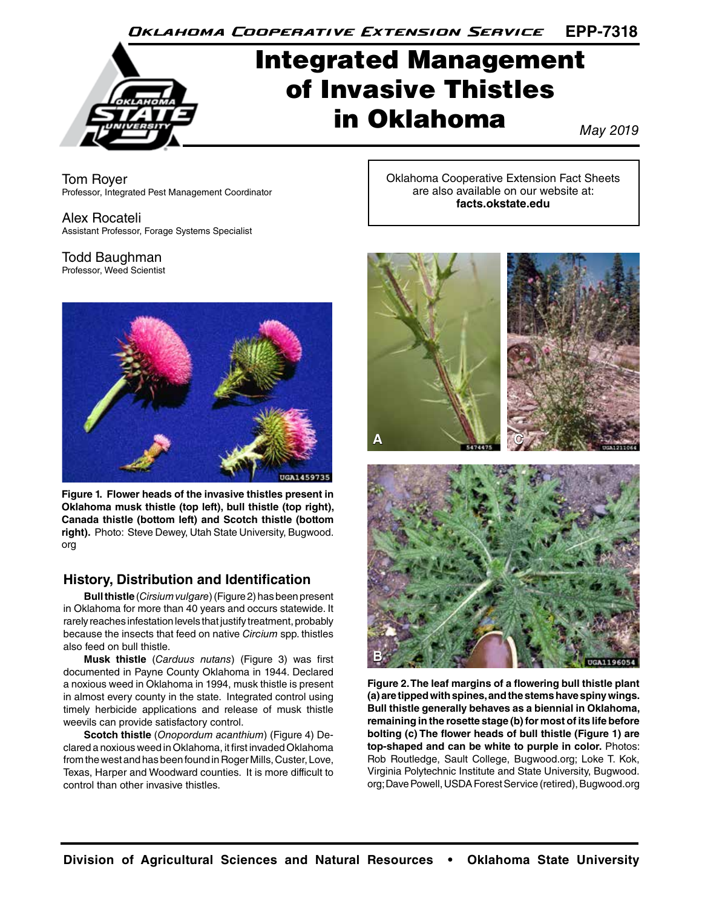Oklahoma Cooperative Extension Service EPP-7318

# Integrated Management of Invasive Thistles in Oklahoma

May 2019

Tom Royer
Professor, Integrated Pest Management Coordinator

Alex Rocateli
Assistant Professor, Forage Systems Specialist

Todd Baughman
Professor, Weed Scientist

Oklahoma Cooperative Extension Fact Sheets are also available on our website at: **facts.okstate.edu**

**Figure 1. Flower heads of the invasive thistles present in Oklahoma musk thistle (top left), bull thistle (top right), Canada thistle (bottom left) and Scotch thistle (bottom right).** Photo: Steve Dewey, Utah State University, Bugwood.org

## History, Distribution and Identification

**Bull thistle** (*Cirsium vulgare*) (Figure 2) has been present in Oklahoma for more than 40 years and occurs statewide. It rarely reaches infestation levels that justify treatment, probably because the insects that feed on native *Circium* spp. thistles also feed on bull thistle.

**Musk thistle** (*Carduus nutans*) (Figure 3) was first documented in Payne County Oklahoma in 1944. Declared a noxious weed in Oklahoma in 1994, musk thistle is present in almost every county in the state. Integrated control using timely herbicide applications and release of musk thistle weevils can provide satisfactory control.

**Scotch thistle** (*Onopordum acanthium*) (Figure 4) Declared a noxious weed in Oklahoma, it first invaded Oklahoma from the west and has been found in Roger Mills, Custer, Love, Texas, Harper and Woodward counties. It is more difficult to control than other invasive thistles.

**Figure 2. The leaf margins of a flowering bull thistle plant (a) are tipped with spines, and the stems have spiny wings. Bull thistle generally behaves as a biennial in Oklahoma, remaining in the rosette stage (b) for most of its life before bolting (c) The flower heads of bull thistle (Figure 1) are top-shaped and can be white to purple in color.** Photos: Rob Routledge, Sault College, Bugwood.org; Loke T. Kok, Virginia Polytechnic Institute and State University, Bugwood.org; Dave Powell, USDA Forest Service (retired), Bugwood.org

Division of Agricultural Sciences and Natural Resources • Oklahoma State University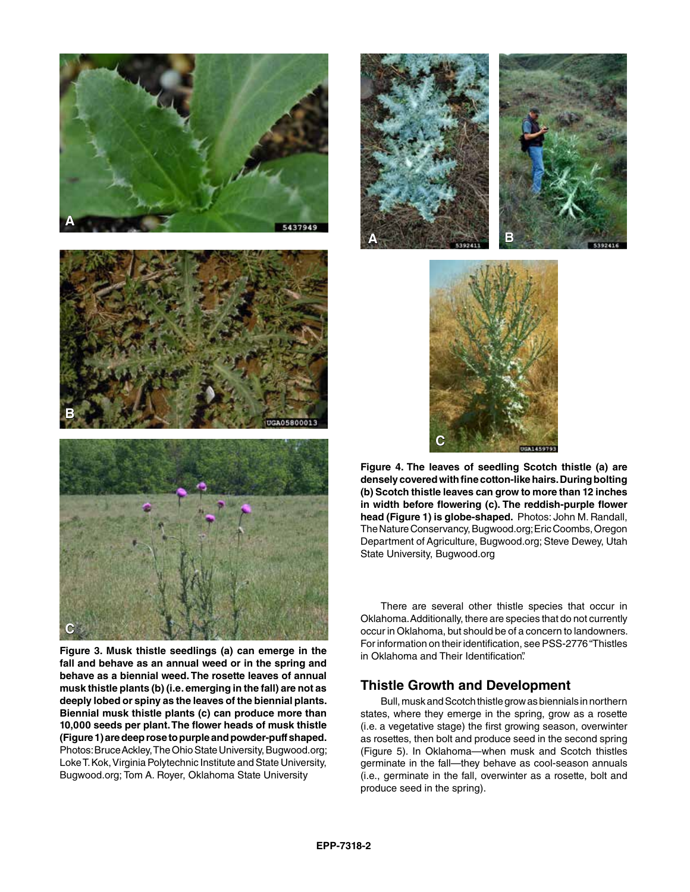**Figure 3. Musk thistle seedlings (a) can emerge in the fall and behave as an annual weed or in the spring and behave as a biennial weed. The rosette leaves of annual musk thistle plants (b) (i.e. emerging in the fall) are not as deeply lobed or spiny as the leaves of the biennial plants. Biennial musk thistle plants (c) can produce more than 10,000 seeds per plant. The flower heads of musk thistle (Figure 1) are deep rose to purple and powder-puff shaped.** Photos: Bruce Ackley, The Ohio State University, Bugwood.org; Loke T. Kok, Virginia Polytechnic Institute and State University, Bugwood.org; Tom A. Royer, Oklahoma State University

**Figure 4. The leaves of seedling Scotch thistle (a) are densely covered with fine cotton-like hairs. During bolting (b) Scotch thistle leaves can grow to more than 12 inches in width before flowering (c). The reddish-purple flower head (Figure 1) is globe-shaped.** Photos: John M. Randall, The Nature Conservancy, Bugwood.org; Eric Coombs, Oregon Department of Agriculture, Bugwood.org; Steve Dewey, Utah State University, Bugwood.org

There are several other thistle species that occur in Oklahoma. Additionally, there are species that do not currently occur in Oklahoma, but should be of a concern to landowners. For information on their identification, see PSS-2776 "Thistles in Oklahoma and Their Identification".

## Thistle Growth and Development

Bull, musk and Scotch thistle grow as biennials in northern states, where they emerge in the spring, grow as a rosette (i.e. a vegetative stage) the first growing season, overwinter as rosettes, then bolt and produce seed in the second spring (Figure 5). In Oklahoma—when musk and Scotch thistles germinate in the fall—they behave as cool-season annuals (i.e., germinate in the fall, overwinter as a rosette, bolt and produce seed in the spring).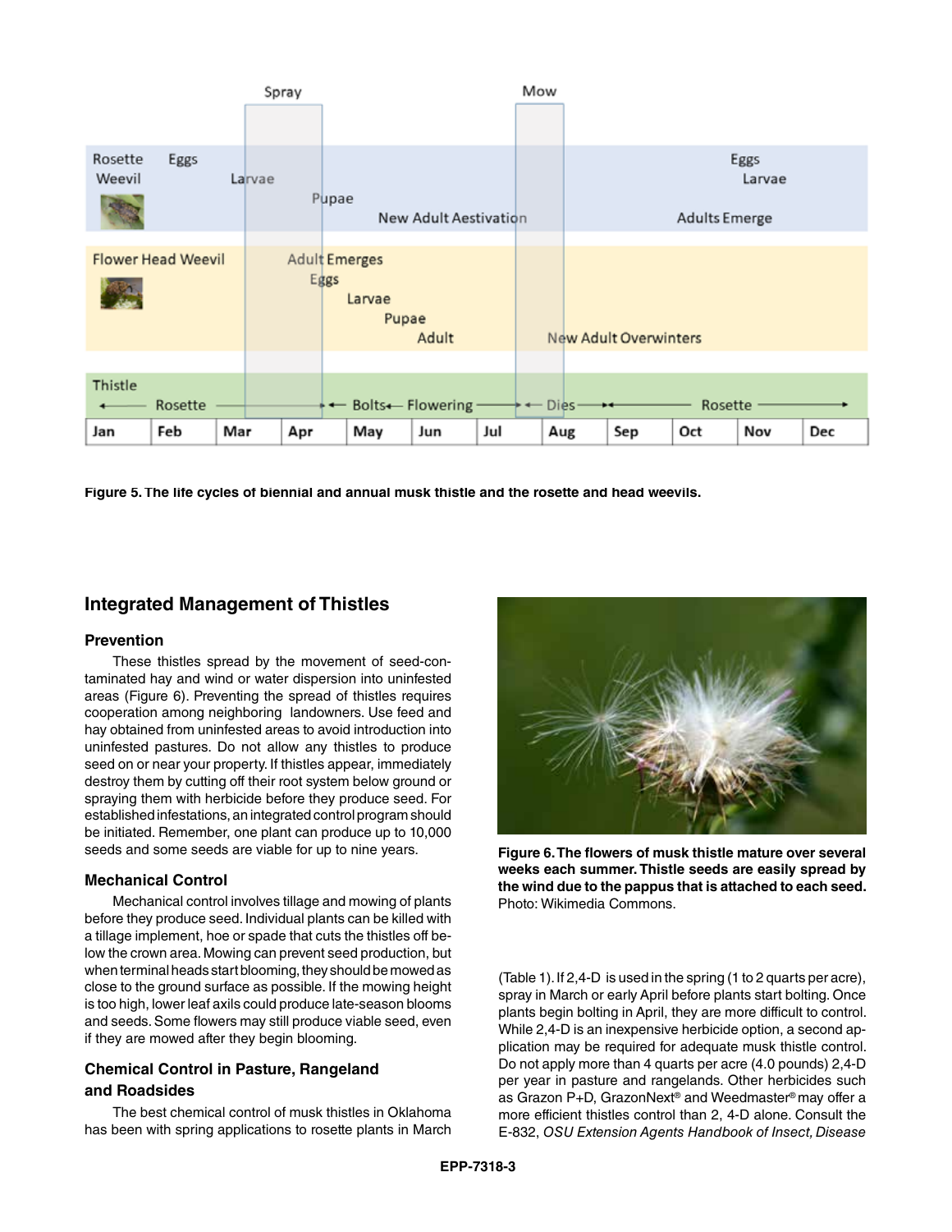Figure 5. The life cycles of biennial and annual musk thistle and the rosette and head weevils.

## Integrated Management of Thistles

### Prevention

These thistles spread by the movement of seed-contaminated hay and wind or water dispersion into uninfested areas (Figure 6). Preventing the spread of thistles requires cooperation among neighboring landowners. Use feed and hay obtained from uninfested areas to avoid introduction into uninfested pastures. Do not allow any thistles to produce seed on or near your property. If thistles appear, immediately destroy them by cutting off their root system below ground or spraying them with herbicide before they produce seed. For established infestations, an integrated control program should be initiated. Remember, one plant can produce up to 10,000 seeds and some seeds are viable for up to nine years.

### Mechanical Control

Mechanical control involves tillage and mowing of plants before they produce seed. Individual plants can be killed with a tillage implement, hoe or spade that cuts the thistles off below the crown area. Mowing can prevent seed production, but when terminal heads start blooming, they should be mowed as close to the ground surface as possible. If the mowing height is too high, lower leaf axils could produce late-season blooms and seeds. Some flowers may still produce viable seed, even if they are mowed after they begin blooming.

### Chemical Control in Pasture, Rangeland and Roadsides

The best chemical control of musk thistles in Oklahoma has been with spring applications to rosette plants in March (Table 1). If 2,4-D is used in the spring (1 to 2 quarts per acre), spray in March or early April before plants start bolting. Once plants begin bolting in April, they are more difficult to control. While 2,4-D is an inexpensive herbicide option, a second application may be required for adequate musk thistle control. Do not apply more than 4 quarts per acre (4.0 pounds) 2,4-D per year in pasture and rangelands. Other herbicides such as Grazon P+D, GrazonNext® and Weedmaster® may offer a more efficient thistles control than 2, 4-D alone. Consult the E-832, *OSU Extension Agents Handbook of Insect, Disease*

Figure 6. The flowers of musk thistle mature over several weeks each summer. Thistle seeds are easily spread by the wind due to the pappus that is attached to each seed. Photo: Wikimedia Commons.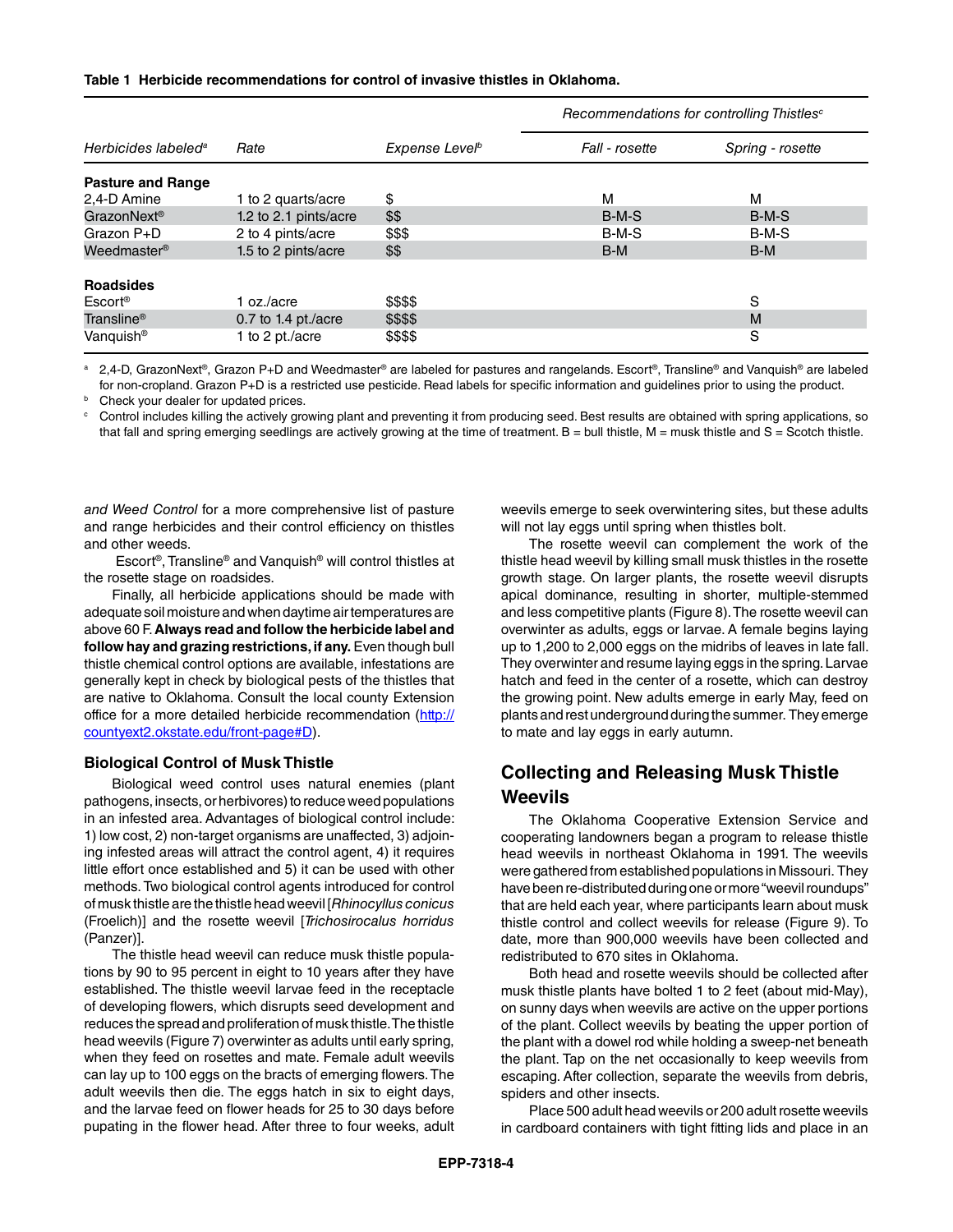**Table 1 Herbicide recommendations for control of invasive thistles in Oklahoma.**

| *Herbicides labeled*[a] | *Rate* | *Expense Level*[b] | *Recommendations for controlling Thistles*[c] | |
|---|---|---|---|---|
| | | | *Fall - rosette* | *Spring - rosette* |
| **Pasture and Range** | | | | |
| 2,4-D Amine | 1 to 2 quarts/acre | $ | M | M |
| GrazonNext® | 1.2 to 2.1 pints/acre | $$ | B-M-S | B-M-S |
| Grazon P+D | 2 to 4 pints/acre | $$$ | B-M-S | B-M-S |
| Weedmaster® | 1.5 to 2 pints/acre | $$ | B-M | B-M |
| **Roadsides** | | | | |
| Escort® | 1 oz./acre | $$$$ | | S |
| Transline® | 0.7 to 1.4 pt./acre | $$$$ | | M |
| Vanquish® | 1 to 2 pt./acre | $$$$ | | S |

[a] 2,4-D, GrazonNext®, Grazon P+D and Weedmaster® are labeled for pastures and rangelands. Escort®, Transline® and Vanquish® are labeled for non-cropland. Grazon P+D is a restricted use pesticide. Read labels for specific information and guidelines prior to using the product.

[b] Check your dealer for updated prices.

[c] Control includes killing the actively growing plant and preventing it from producing seed. Best results are obtained with spring applications, so that fall and spring emerging seedlings are actively growing at the time of treatment. B = bull thistle, M = musk thistle and S = Scotch thistle.

*and Weed Control* for a more comprehensive list of pasture and range herbicides and their control efficiency on thistles and other weeds.

Escort®, Transline® and Vanquish® will control thistles at the rosette stage on roadsides.

Finally, all herbicide applications should be made with adequate soil moisture and when daytime air temperatures are above 60 F. **Always read and follow the herbicide label and follow hay and grazing restrictions, if any.** Even though bull thistle chemical control options are available, infestations are generally kept in check by biological pests of the thistles that are native to Oklahoma. Consult the local county Extension office for a more detailed herbicide recommendation (http://countyext2.okstate.edu/front-page#D).

### Biological Control of Musk Thistle

Biological weed control uses natural enemies (plant pathogens, insects, or herbivores) to reduce weed populations in an infested area. Advantages of biological control include: 1) low cost, 2) non-target organisms are unaffected, 3) adjoining infested areas will attract the control agent, 4) it requires little effort once established and 5) it can be used with other methods. Two biological control agents introduced for control of musk thistle are the thistle head weevil [*Rhinocyllus conicus* (Froelich)] and the rosette weevil [*Trichosirocalus horridus* (Panzer)].

The thistle head weevil can reduce musk thistle populations by 90 to 95 percent in eight to 10 years after they have established. The thistle weevil larvae feed in the receptacle of developing flowers, which disrupts seed development and reduces the spread and proliferation of musk thistle. The thistle head weevils (Figure 7) overwinter as adults until early spring, when they feed on rosettes and mate. Female adult weevils can lay up to 100 eggs on the bracts of emerging flowers. The adult weevils then die. The eggs hatch in six to eight days, and the larvae feed on flower heads for 25 to 30 days before pupating in the flower head. After three to four weeks, adult weevils emerge to seek overwintering sites, but these adults will not lay eggs until spring when thistles bolt.

The rosette weevil can complement the work of the thistle head weevil by killing small musk thistles in the rosette growth stage. On larger plants, the rosette weevil disrupts apical dominance, resulting in shorter, multiple-stemmed and less competitive plants (Figure 8). The rosette weevil can overwinter as adults, eggs or larvae. A female begins laying up to 1,200 to 2,000 eggs on the midribs of leaves in late fall. They overwinter and resume laying eggs in the spring. Larvae hatch and feed in the center of a rosette, which can destroy the growing point. New adults emerge in early May, feed on plants and rest underground during the summer. They emerge to mate and lay eggs in early autumn.

## Collecting and Releasing Musk Thistle Weevils

The Oklahoma Cooperative Extension Service and cooperating landowners began a program to release thistle head weevils in northeast Oklahoma in 1991. The weevils were gathered from established populations in Missouri. They have been re-distributed during one or more "weevil roundups" that are held each year, where participants learn about musk thistle control and collect weevils for release (Figure 9). To date, more than 900,000 weevils have been collected and redistributed to 670 sites in Oklahoma.

Both head and rosette weevils should be collected after musk thistle plants have bolted 1 to 2 feet (about mid-May), on sunny days when weevils are active on the upper portions of the plant. Collect weevils by beating the upper portion of the plant with a dowel rod while holding a sweep-net beneath the plant. Tap on the net occasionally to keep weevils from escaping. After collection, separate the weevils from debris, spiders and other insects.

Place 500 adult head weevils or 200 adult rosette weevils in cardboard containers with tight fitting lids and place in an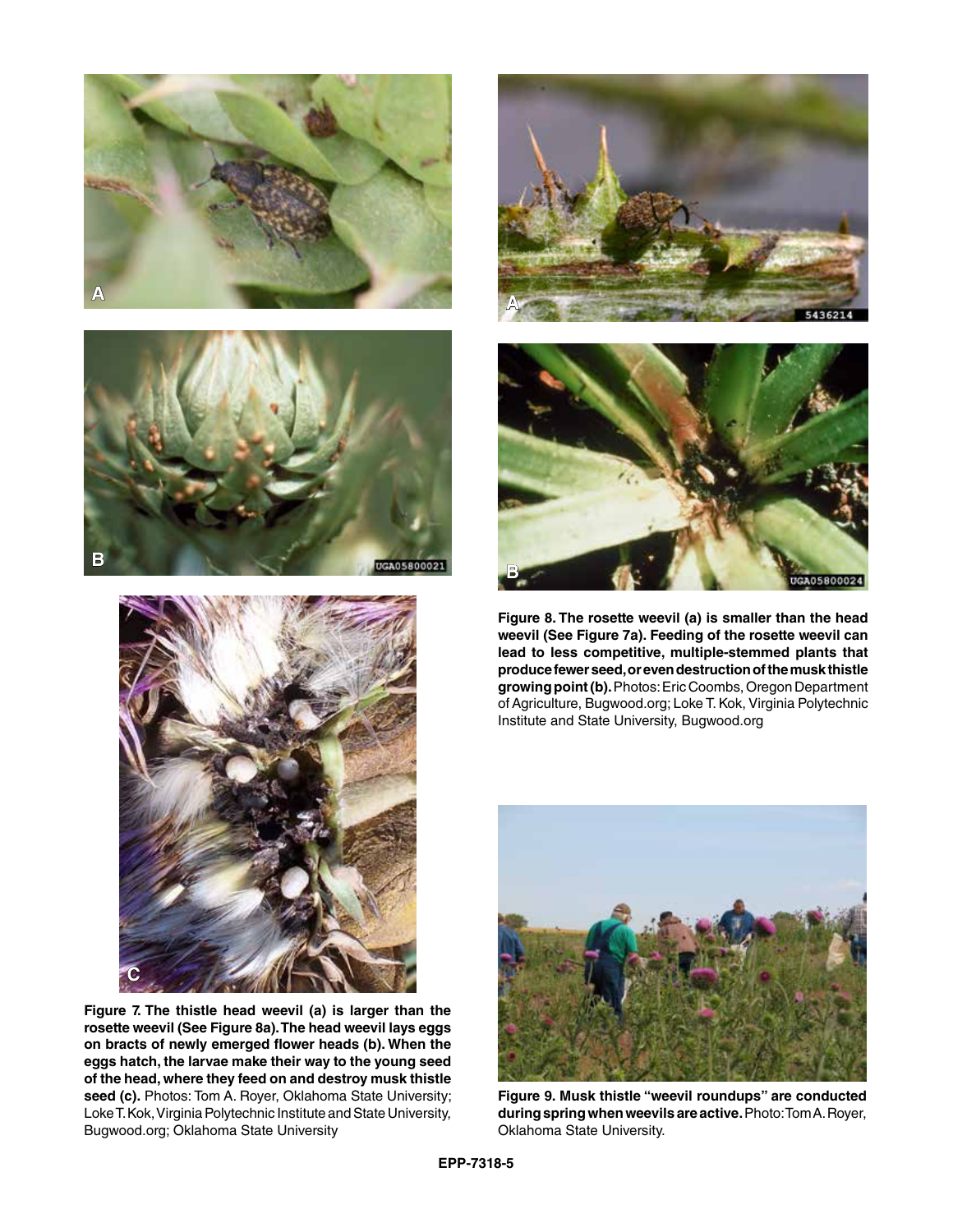**Figure 7. The thistle head weevil (a) is larger than the rosette weevil (See Figure 8a). The head weevil lays eggs on bracts of newly emerged flower heads (b). When the eggs hatch, the larvae make their way to the young seed of the head, where they feed on and destroy musk thistle seed (c).** Photos: Tom A. Royer, Oklahoma State University; Loke T. Kok, Virginia Polytechnic Institute and State University, Bugwood.org; Oklahoma State University

**Figure 8. The rosette weevil (a) is smaller than the head weevil (See Figure 7a). Feeding of the rosette weevil can lead to less competitive, multiple-stemmed plants that produce fewer seed, or even destruction of the musk thistle growing point (b).** Photos: Eric Coombs, Oregon Department of Agriculture, Bugwood.org; Loke T. Kok, Virginia Polytechnic Institute and State University, Bugwood.org

**Figure 9. Musk thistle "weevil roundups" are conducted during spring when weevils are active.** Photo: Tom A. Royer, Oklahoma State University.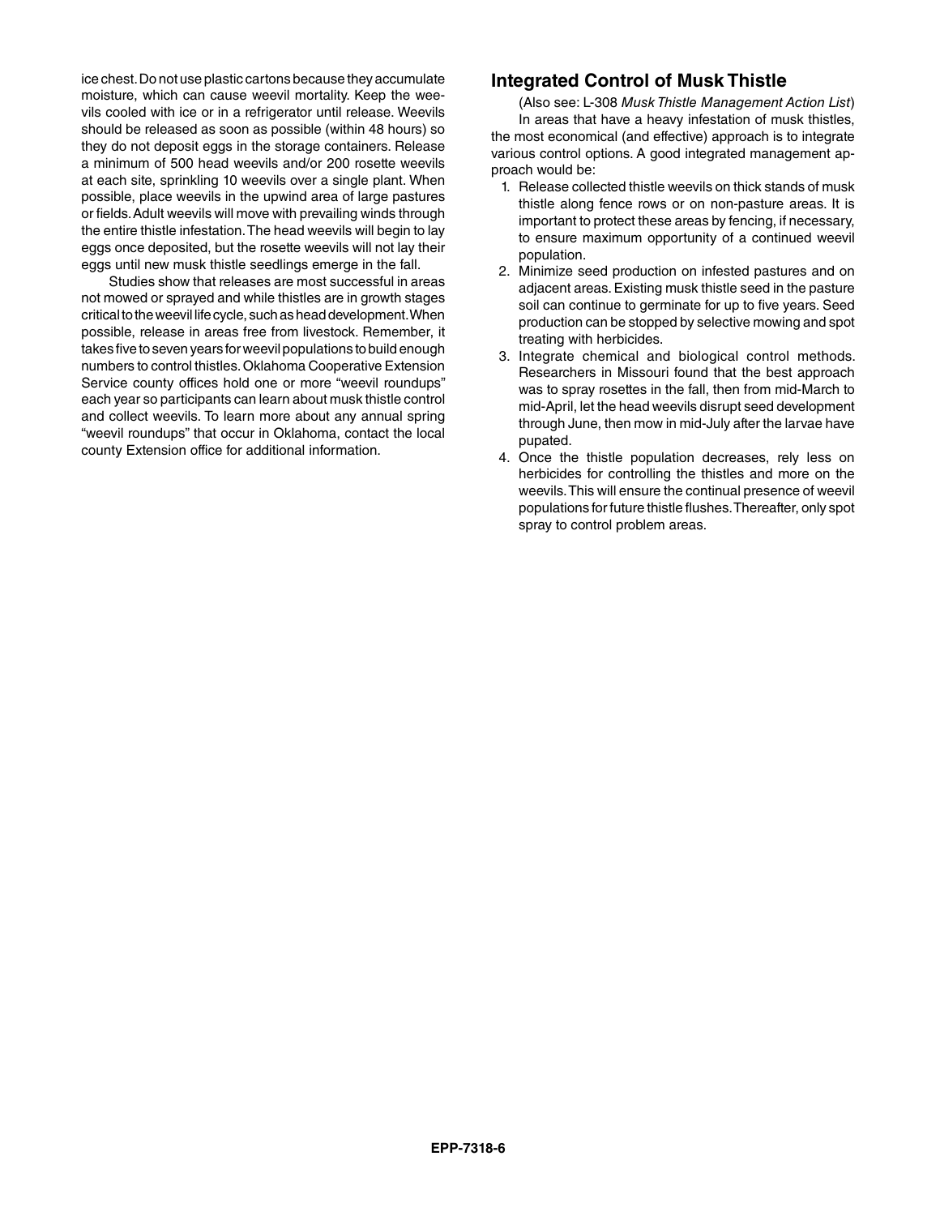ice chest. Do not use plastic cartons because they accumulate moisture, which can cause weevil mortality. Keep the weevils cooled with ice or in a refrigerator until release. Weevils should be released as soon as possible (within 48 hours) so they do not deposit eggs in the storage containers. Release a minimum of 500 head weevils and/or 200 rosette weevils at each site, sprinkling 10 weevils over a single plant. When possible, place weevils in the upwind area of large pastures or fields. Adult weevils will move with prevailing winds through the entire thistle infestation. The head weevils will begin to lay eggs once deposited, but the rosette weevils will not lay their eggs until new musk thistle seedlings emerge in the fall.

Studies show that releases are most successful in areas not mowed or sprayed and while thistles are in growth stages critical to the weevil life cycle, such as head development. When possible, release in areas free from livestock. Remember, it takes five to seven years for weevil populations to build enough numbers to control thistles. Oklahoma Cooperative Extension Service county offices hold one or more "weevil roundups" each year so participants can learn about musk thistle control and collect weevils. To learn more about any annual spring "weevil roundups" that occur in Oklahoma, contact the local county Extension office for additional information.

## Integrated Control of Musk Thistle

(Also see: L-308 *Musk Thistle Management Action List*)

In areas that have a heavy infestation of musk thistles, the most economical (and effective) approach is to integrate various control options. A good integrated management approach would be:

1. Release collected thistle weevils on thick stands of musk thistle along fence rows or on non-pasture areas. It is important to protect these areas by fencing, if necessary, to ensure maximum opportunity of a continued weevil population.
2. Minimize seed production on infested pastures and on adjacent areas. Existing musk thistle seed in the pasture soil can continue to germinate for up to five years. Seed production can be stopped by selective mowing and spot treating with herbicides.
3. Integrate chemical and biological control methods. Researchers in Missouri found that the best approach was to spray rosettes in the fall, then from mid-March to mid-April, let the head weevils disrupt seed development through June, then mow in mid-July after the larvae have pupated.
4. Once the thistle population decreases, rely less on herbicides for controlling the thistles and more on the weevils. This will ensure the continual presence of weevil populations for future thistle flushes. Thereafter, only spot spray to control problem areas.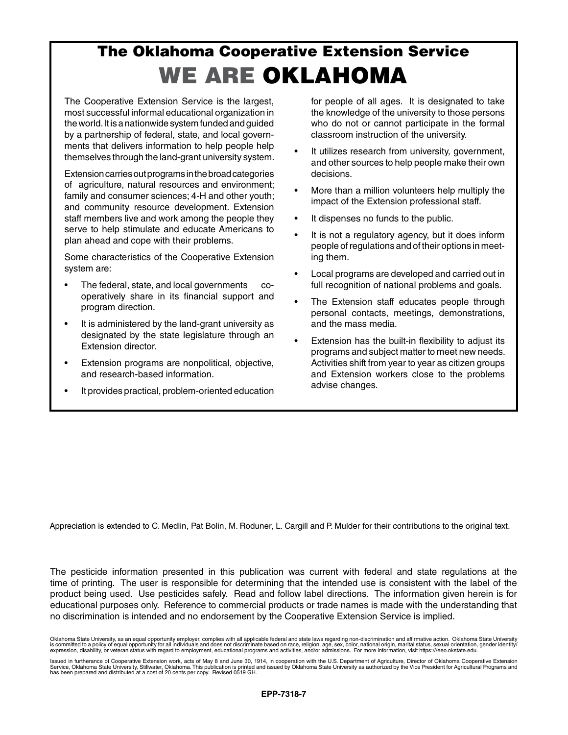# The Oklahoma Cooperative Extension Service

# WE ARE OKLAHOMA

The Cooperative Extension Service is the largest, most successful informal educational organization in the world. It is a nationwide system funded and guided by a partnership of federal, state, and local governments that delivers information to help people help themselves through the land-grant university system.

Extension carries out programs in the broad categories of agriculture, natural resources and environment; family and consumer sciences; 4-H and other youth; and community resource development. Extension staff members live and work among the people they serve to help stimulate and educate Americans to plan ahead and cope with their problems.

Some characteristics of the Cooperative Extension system are:

- The federal, state, and local governments cooperatively share in its financial support and program direction.
- It is administered by the land-grant university as designated by the state legislature through an Extension director.
- Extension programs are nonpolitical, objective, and research-based information.
- It provides practical, problem-oriented education for people of all ages. It is designated to take the knowledge of the university to those persons who do not or cannot participate in the formal classroom instruction of the university.
- It utilizes research from university, government, and other sources to help people make their own decisions.
- More than a million volunteers help multiply the impact of the Extension professional staff.
- It dispenses no funds to the public.
- It is not a regulatory agency, but it does inform people of regulations and of their options in meeting them.
- Local programs are developed and carried out in full recognition of national problems and goals.
- The Extension staff educates people through personal contacts, meetings, demonstrations, and the mass media.
- Extension has the built-in flexibility to adjust its programs and subject matter to meet new needs. Activities shift from year to year as citizen groups and Extension workers close to the problems advise changes.

Appreciation is extended to C. Medlin, Pat Bolin, M. Roduner, L. Cargill and P. Mulder for their contributions to the original text.

The pesticide information presented in this publication was current with federal and state regulations at the time of printing. The user is responsible for determining that the intended use is consistent with the label of the product being used. Use pesticides safely. Read and follow label directions. The information given herein is for educational purposes only. Reference to commercial products or trade names is made with the understanding that no discrimination is intended and no endorsement by the Cooperative Extension Service is implied.

Oklahoma State University, as an equal opportunity employer, complies with all applicable federal and state laws regarding non-discrimination and affirmative action. Oklahoma State University is committed to a policy of equal opportunity for all individuals and does not discriminate based on race, religion, age, sex, color, national origin, marital status, sexual orientation, gender identity/expression, disability, or veteran status with regard to employment, educational programs and activities, and/or admissions. For more information, visit https:///eeo.okstate.edu.

Issued in furtherance of Cooperative Extension work, acts of May 8 and June 30, 1914, in cooperation with the U.S. Department of Agriculture, Director of Oklahoma Cooperative Extension Service, Oklahoma State University, Stillwater, Oklahoma. This publication is printed and issued by Oklahoma State University as authorized by the Vice President for Agricultural Programs and has been prepared and distributed at a cost of 20 cents per copy. Revised 0519 GH.

**EPP-7318-7**